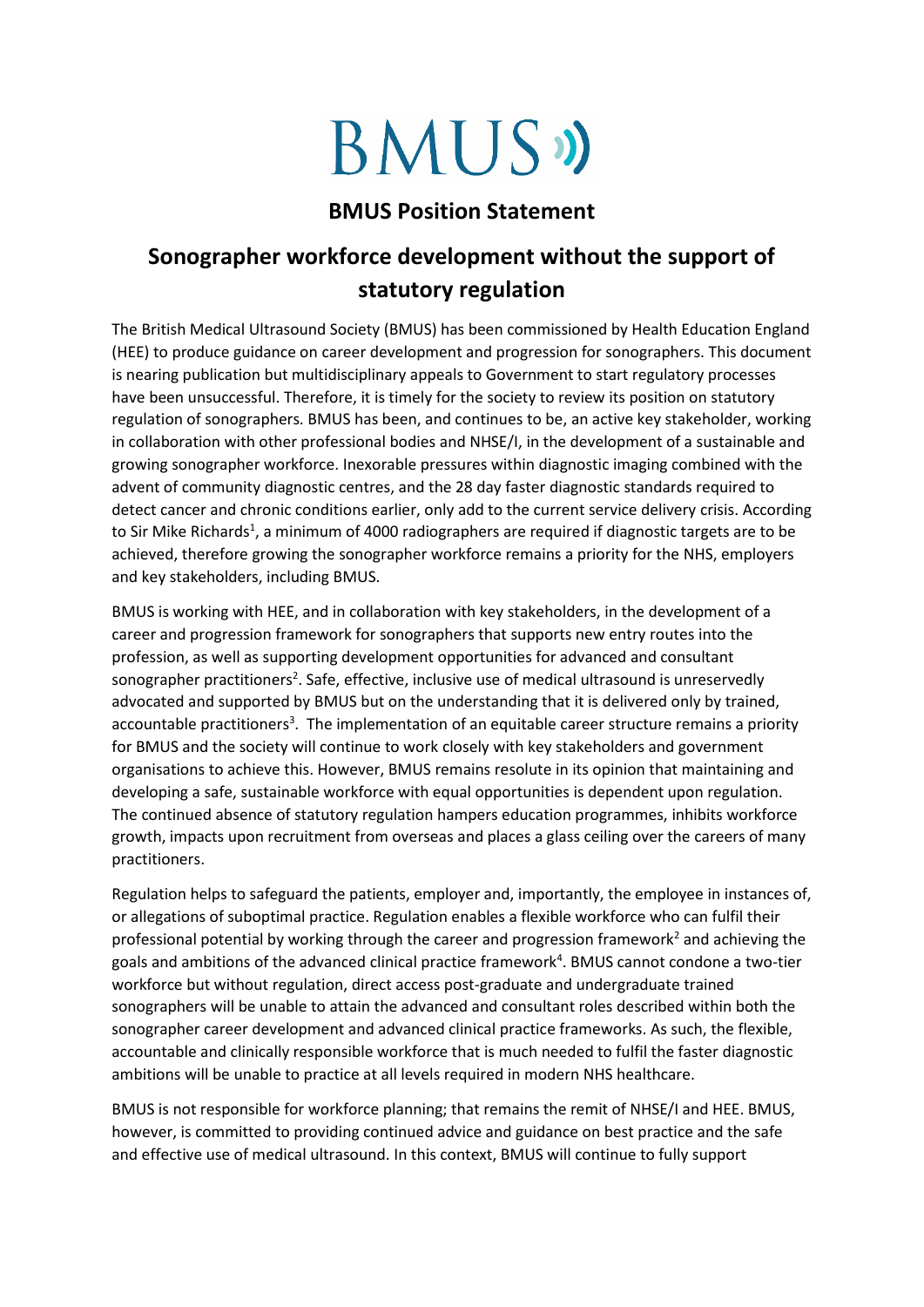# BMUS

## BMUS Position Statement

## Sonographer workforce development without the support of statutory regulation

The British Medical Ultrasound Society (BMUS) has been commissioned by Health Education England (HEE) to produce guidance on career development and progression for sonographers. This document is nearing publication but multidisciplinary appeals to Government to start regulatory processes have been unsuccessful. Therefore, it is timely for the society to review its position on statutory regulation of sonographers. BMUS has been, and continues to be, an active key stakeholder, working in collaboration with other professional bodies and NHSE/I, in the development of a sustainable and growing sonographer workforce. Inexorable pressures within diagnostic imaging combined with the advent of community diagnostic centres, and the 28 day faster diagnostic standards required to detect cancer and chronic conditions earlier, only add to the current service delivery crisis. According to Sir Mike Richards[1], a minimum of 4000 radiographers are required if diagnostic targets are to be achieved, therefore growing the sonographer workforce remains a priority for the NHS, employers and key stakeholders, including BMUS.

BMUS is working with HEE, and in collaboration with key stakeholders, in the development of a career and progression framework for sonographers that supports new entry routes into the profession, as well as supporting development opportunities for advanced and consultant sonographer practitioners[2]. Safe, effective, inclusive use of medical ultrasound is unreservedly advocated and supported by BMUS but on the understanding that it is delivered only by trained, accountable practitioners[3]. The implementation of an equitable career structure remains a priority for BMUS and the society will continue to work closely with key stakeholders and government organisations to achieve this. However, BMUS remains resolute in its opinion that maintaining and developing a safe, sustainable workforce with equal opportunities is dependent upon regulation. The continued absence of statutory regulation hampers education programmes, inhibits workforce growth, impacts upon recruitment from overseas and places a glass ceiling over the careers of many practitioners.

Regulation helps to safeguard the patients, employer and, importantly, the employee in instances of, or allegations of suboptimal practice. Regulation enables a flexible workforce who can fulfil their professional potential by working through the career and progression framework[2] and achieving the goals and ambitions of the advanced clinical practice framework[4]. BMUS cannot condone a two-tier workforce but without regulation, direct access post-graduate and undergraduate trained sonographers will be unable to attain the advanced and consultant roles described within both the sonographer career development and advanced clinical practice frameworks. As such, the flexible, accountable and clinically responsible workforce that is much needed to fulfil the faster diagnostic ambitions will be unable to practice at all levels required in modern NHS healthcare.

BMUS is not responsible for workforce planning; that remains the remit of NHSE/I and HEE. BMUS, however, is committed to providing continued advice and guidance on best practice and the safe and effective use of medical ultrasound. In this context, BMUS will continue to fully support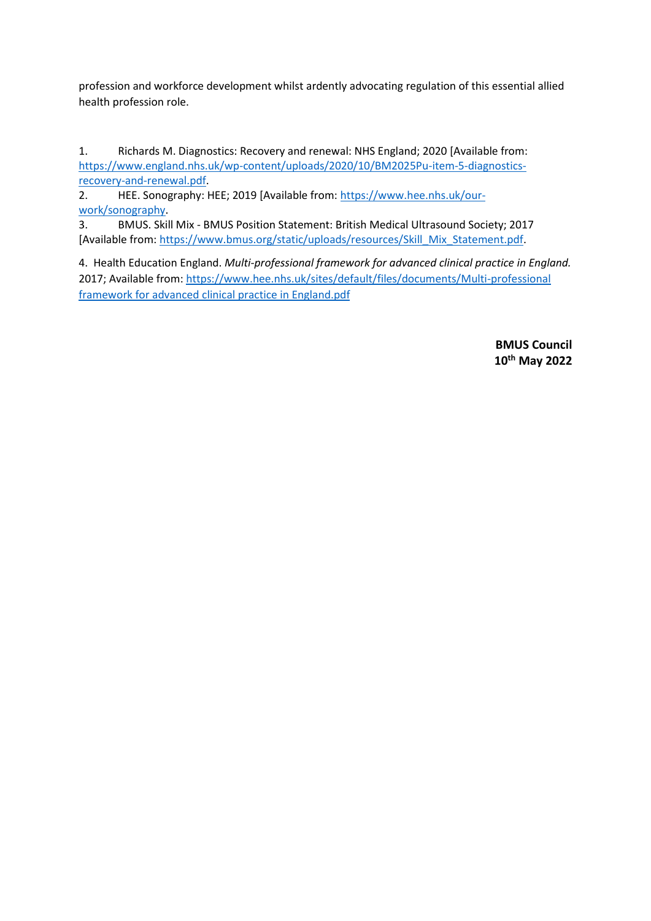profession and workforce development whilst ardently advocating regulation of this essential allied health profession role.

1. Richards M. Diagnostics: Recovery and renewal: NHS England; 2020 [Available from: https://www.england.nhs.uk/wp-content/uploads/2020/10/BM2025Pu-item-5-diagnostics-recovery-and-renewal.pdf.
2. HEE. Sonography: HEE; 2019 [Available from: https://www.hee.nhs.uk/our-work/sonography.
3. BMUS. Skill Mix - BMUS Position Statement: British Medical Ultrasound Society; 2017 [Available from: https://www.bmus.org/static/uploads/resources/Skill_Mix_Statement.pdf.
4. Health Education England. *Multi-professional framework for advanced clinical practice in England.* 2017; Available from: https://www.hee.nhs.uk/sites/default/files/documents/Multi-professional framework for advanced clinical practice in England.pdf

**BMUS Council**
**10th May 2022**